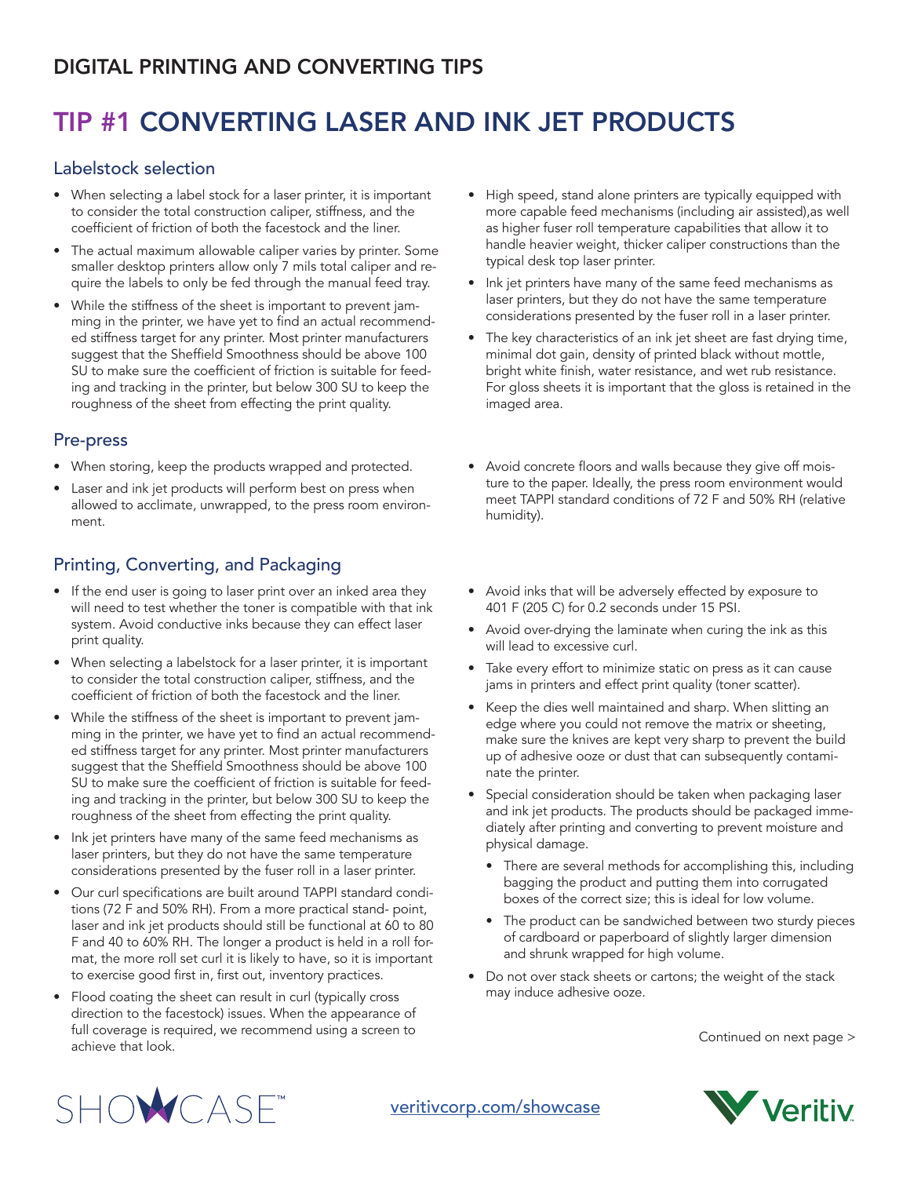## DIGITAL PRINTING AND CONVERTING TIPS

# TIP #1 CONVERTING LASER AND INK JET PRODUCTS

### Labelstock selection

- When selecting a label stock for a laser printer, it is important to consider the total construction caliper, stiffness, and the coefficient of friction of both the facestock and the liner.
- The actual maximum allowable caliper varies by printer. Some smaller desktop printers allow only 7 mils total caliper and require the labels to only be fed through the manual feed tray.
- While the stiffness of the sheet is important to prevent jamming in the printer, we have yet to find an actual recommended stiffness target for any printer. Most printer manufacturers suggest that the Sheffield Smoothness should be above 100 SU to make sure the coefficient of friction is suitable for feeding and tracking in the printer, but below 300 SU to keep the roughness of the sheet from effecting the print quality.
- High speed, stand alone printers are typically equipped with more capable feed mechanisms (including air assisted),as well as higher fuser roll temperature capabilities that allow it to handle heavier weight, thicker caliper constructions than the typical desk top laser printer.
- Ink jet printers have many of the same feed mechanisms as laser printers, but they do not have the same temperature considerations presented by the fuser roll in a laser printer.
- The key characteristics of an ink jet sheet are fast drying time, minimal dot gain, density of printed black without mottle, bright white finish, water resistance, and wet rub resistance. For gloss sheets it is important that the gloss is retained in the imaged area.

### Pre-press

- When storing, keep the products wrapped and protected.
- Laser and ink jet products will perform best on press when allowed to acclimate, unwrapped, to the press room environment.
- Avoid concrete floors and walls because they give off moisture to the paper. Ideally, the press room environment would meet TAPPI standard conditions of 72 F and 50% RH (relative humidity).

### Printing, Converting, and Packaging

- If the end user is going to laser print over an inked area they will need to test whether the toner is compatible with that ink system. Avoid conductive inks because they can effect laser print quality.
- When selecting a labelstock for a laser printer, it is important to consider the total construction caliper, stiffness, and the coefficient of friction of both the facestock and the liner.
- While the stiffness of the sheet is important to prevent jamming in the printer, we have yet to find an actual recommended stiffness target for any printer. Most printer manufacturers suggest that the Sheffield Smoothness should be above 100 SU to make sure the coefficient of friction is suitable for feeding and tracking in the printer, but below 300 SU to keep the roughness of the sheet from effecting the print quality.
- Ink jet printers have many of the same feed mechanisms as laser printers, but they do not have the same temperature considerations presented by the fuser roll in a laser printer.
- Our curl specifications are built around TAPPI standard conditions (72 F and 50% RH). From a more practical stand- point, laser and ink jet products should still be functional at 60 to 80 F and 40 to 60% RH. The longer a product is held in a roll format, the more roll set curl it is likely to have, so it is important to exercise good first in, first out, inventory practices.
- Flood coating the sheet can result in curl (typically cross direction to the facestock) issues. When the appearance of full coverage is required, we recommend using a screen to achieve that look.
- Avoid inks that will be adversely effected by exposure to 401 F (205 C) for 0.2 seconds under 15 PSI.
- Avoid over-drying the laminate when curing the ink as this will lead to excessive curl.
- Take every effort to minimize static on press as it can cause jams in printers and effect print quality (toner scatter).
- Keep the dies well maintained and sharp. When slitting an edge where you could not remove the matrix or sheeting, make sure the knives are kept very sharp to prevent the build up of adhesive ooze or dust that can subsequently contaminate the printer.
- Special consideration should be taken when packaging laser and ink jet products. The products should be packaged immediately after printing and converting to prevent moisture and physical damage.
  - There are several methods for accomplishing this, including bagging the product and putting them into corrugated boxes of the correct size; this is ideal for low volume.
  - The product can be sandwiched between two sturdy pieces of cardboard or paperboard of slightly larger dimension and shrunk wrapped for high volume.
- Do not over stack sheets or cartons; the weight of the stack may induce adhesive ooze.

Continued on next page >

veritivcorp.com/showcase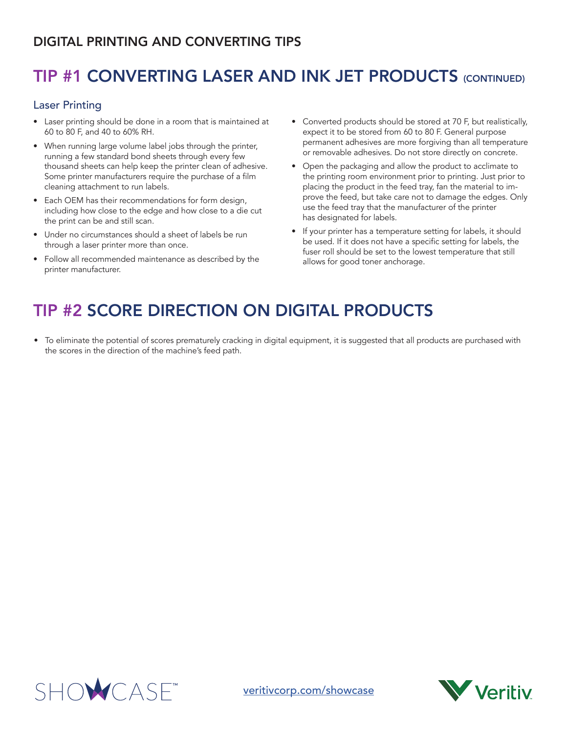## DIGITAL PRINTING AND CONVERTING TIPS

# TIP #1 CONVERTING LASER AND INK JET PRODUCTS (CONTINUED)

### Laser Printing

- Laser printing should be done in a room that is maintained at 60 to 80 F, and 40 to 60% RH.
- When running large volume label jobs through the printer, running a few standard bond sheets through every few thousand sheets can help keep the printer clean of adhesive. Some printer manufacturers require the purchase of a film cleaning attachment to run labels.
- Each OEM has their recommendations for form design, including how close to the edge and how close to a die cut the print can be and still scan.
- Under no circumstances should a sheet of labels be run through a laser printer more than once.
- Follow all recommended maintenance as described by the printer manufacturer.
- Converted products should be stored at 70 F, but realistically, expect it to be stored from 60 to 80 F. General purpose permanent adhesives are more forgiving than all temperature or removable adhesives. Do not store directly on concrete.
- Open the packaging and allow the product to acclimate to the printing room environment prior to printing. Just prior to placing the product in the feed tray, fan the material to improve the feed, but take care not to damage the edges. Only use the feed tray that the manufacturer of the printer has designated for labels.
- If your printer has a temperature setting for labels, it should be used. If it does not have a specific setting for labels, the fuser roll should be set to the lowest temperature that still allows for good toner anchorage.

# TIP #2 SCORE DIRECTION ON DIGITAL PRODUCTS

- To eliminate the potential of scores prematurely cracking in digital equipment, it is suggested that all products are purchased with the scores in the direction of the machine's feed path.

SHOWCASE™

veritivcorp.com/showcase

Veritiv